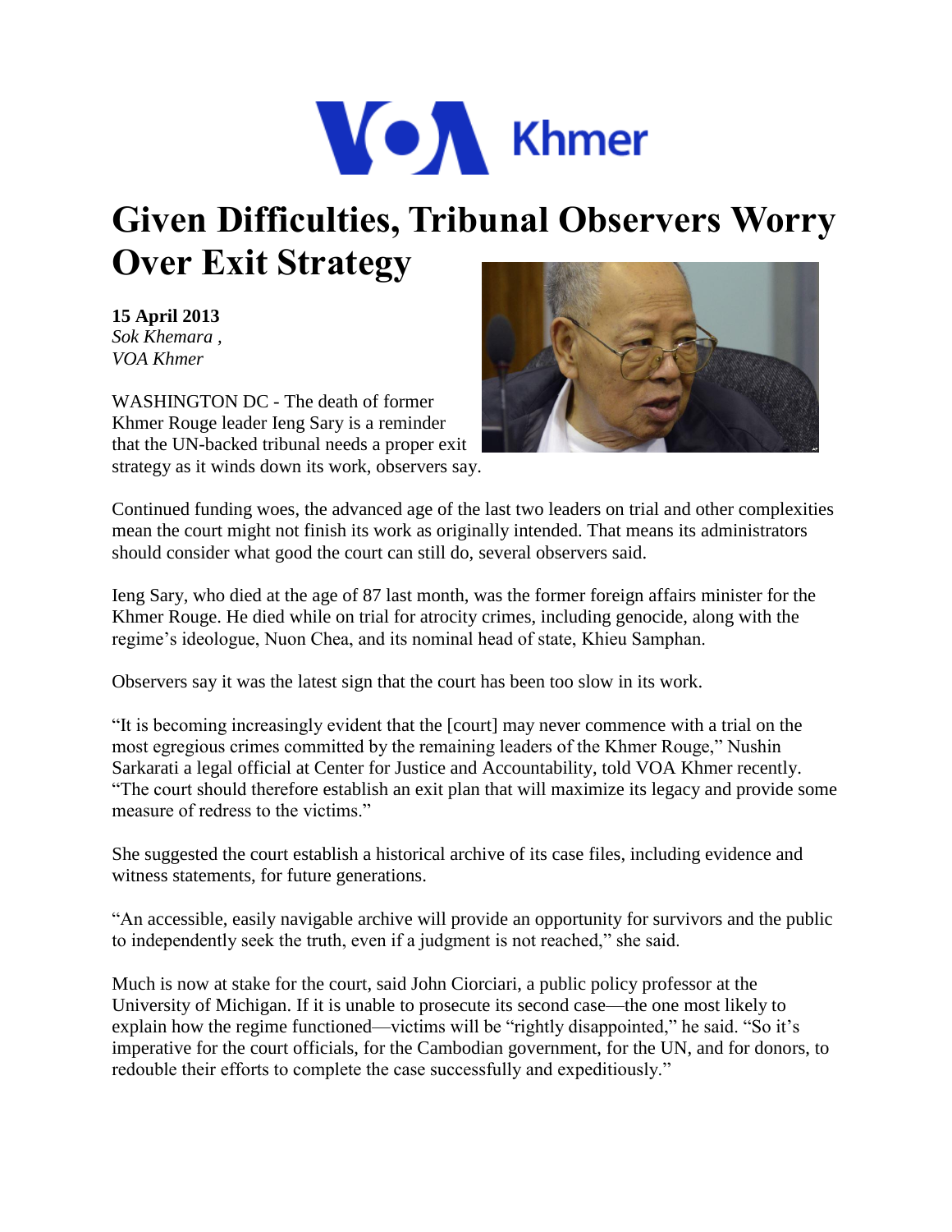# Given Difficulties, Tribunal Observers Worry Over Exit Strategy

**15 April 2013**
*Sok Khemara ,*
*VOA Khmer*

WASHINGTON DC - The death of former Khmer Rouge leader Ieng Sary is a reminder that the UN-backed tribunal needs a proper exit strategy as it winds down its work, observers say.

Continued funding woes, the advanced age of the last two leaders on trial and other complexities mean the court might not finish its work as originally intended. That means its administrators should consider what good the court can still do, several observers said.

Ieng Sary, who died at the age of 87 last month, was the former foreign affairs minister for the Khmer Rouge. He died while on trial for atrocity crimes, including genocide, along with the regime's ideologue, Nuon Chea, and its nominal head of state, Khieu Samphan.

Observers say it was the latest sign that the court has been too slow in its work.

"It is becoming increasingly evident that the [court] may never commence with a trial on the most egregious crimes committed by the remaining leaders of the Khmer Rouge," Nushin Sarkarati a legal official at Center for Justice and Accountability, told VOA Khmer recently. "The court should therefore establish an exit plan that will maximize its legacy and provide some measure of redress to the victims."

She suggested the court establish a historical archive of its case files, including evidence and witness statements, for future generations.

"An accessible, easily navigable archive will provide an opportunity for survivors and the public to independently seek the truth, even if a judgment is not reached," she said.

Much is now at stake for the court, said John Ciorciari, a public policy professor at the University of Michigan. If it is unable to prosecute its second case—the one most likely to explain how the regime functioned—victims will be "rightly disappointed," he said. "So it's imperative for the court officials, for the Cambodian government, for the UN, and for donors, to redouble their efforts to complete the case successfully and expeditiously."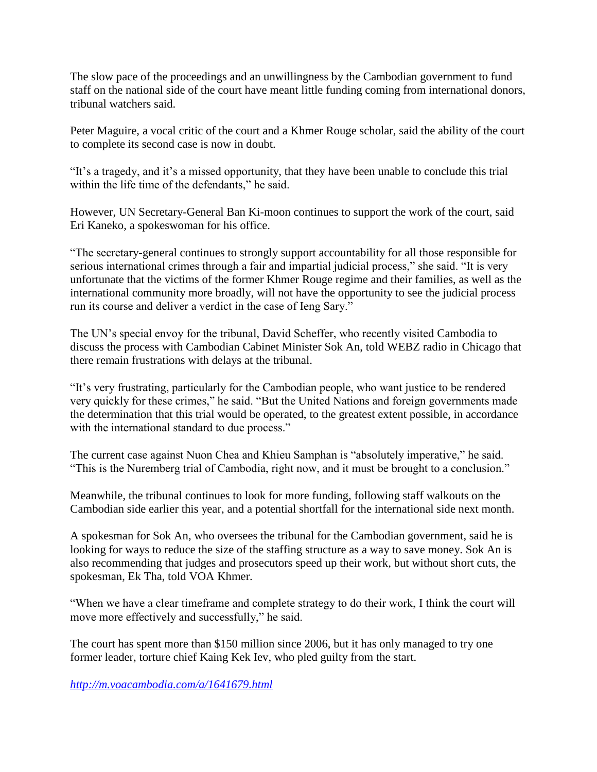The slow pace of the proceedings and an unwillingness by the Cambodian government to fund staff on the national side of the court have meant little funding coming from international donors, tribunal watchers said.

Peter Maguire, a vocal critic of the court and a Khmer Rouge scholar, said the ability of the court to complete its second case is now in doubt.

"It's a tragedy, and it's a missed opportunity, that they have been unable to conclude this trial within the life time of the defendants," he said.

However, UN Secretary-General Ban Ki-moon continues to support the work of the court, said Eri Kaneko, a spokeswoman for his office.

"The secretary-general continues to strongly support accountability for all those responsible for serious international crimes through a fair and impartial judicial process," she said. "It is very unfortunate that the victims of the former Khmer Rouge regime and their families, as well as the international community more broadly, will not have the opportunity to see the judicial process run its course and deliver a verdict in the case of Ieng Sary."

The UN's special envoy for the tribunal, David Scheffer, who recently visited Cambodia to discuss the process with Cambodian Cabinet Minister Sok An, told WEBZ radio in Chicago that there remain frustrations with delays at the tribunal.

"It's very frustrating, particularly for the Cambodian people, who want justice to be rendered very quickly for these crimes," he said. "But the United Nations and foreign governments made the determination that this trial would be operated, to the greatest extent possible, in accordance with the international standard to due process."

The current case against Nuon Chea and Khieu Samphan is "absolutely imperative," he said. "This is the Nuremberg trial of Cambodia, right now, and it must be brought to a conclusion."

Meanwhile, the tribunal continues to look for more funding, following staff walkouts on the Cambodian side earlier this year, and a potential shortfall for the international side next month.

A spokesman for Sok An, who oversees the tribunal for the Cambodian government, said he is looking for ways to reduce the size of the staffing structure as a way to save money. Sok An is also recommending that judges and prosecutors speed up their work, but without short cuts, the spokesman, Ek Tha, told VOA Khmer.

"When we have a clear timeframe and complete strategy to do their work, I think the court will move more effectively and successfully," he said.

The court has spent more than $150 million since 2006, but it has only managed to try one former leader, torture chief Kaing Kek Iev, who pled guilty from the start.

*http://m.voacambodia.com/a/1641679.html*